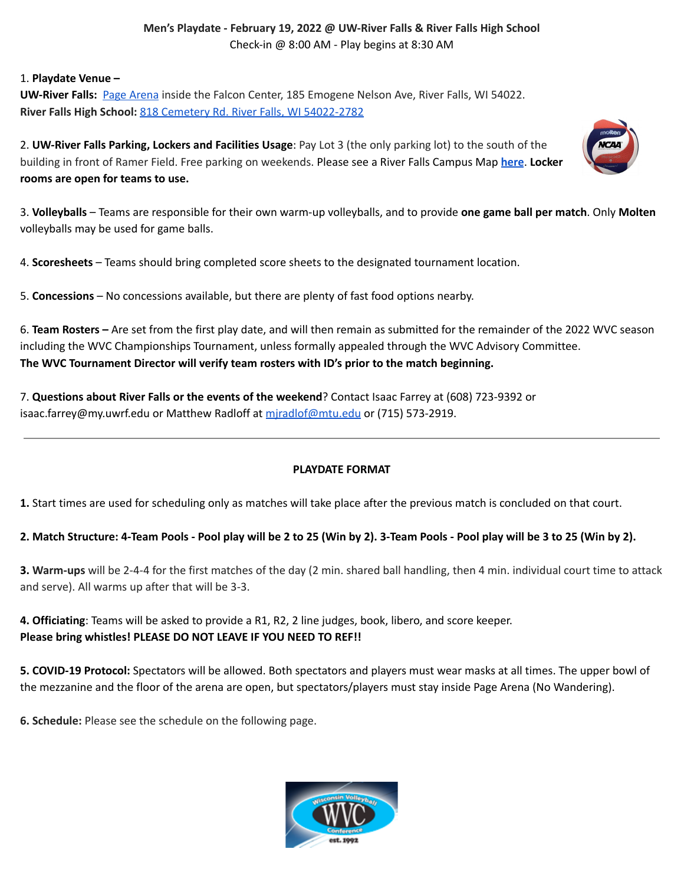**Men's Playdate - February 19, 2022 @ UW-River Falls & River Falls High School**
Check-in @ 8:00 AM - Play begins at 8:30 AM

1. **Playdate Venue –**
**UW-River Falls:** Page Arena inside the Falcon Center, 185 Emogene Nelson Ave, River Falls, WI 54022.
**River Falls High School:** 818 Cemetery Rd. River Falls, WI 54022-2782

2. **UW-River Falls Parking, Lockers and Facilities Usage**: Pay Lot 3 (the only parking lot) to the south of the building in front of Ramer Field. Free parking on weekends. Please see a River Falls Campus Map **here**. **Locker rooms are open for teams to use.**

3. **Volleyballs** – Teams are responsible for their own warm-up volleyballs, and to provide **one game ball per match**. Only **Molten** volleyballs may be used for game balls.

4. **Scoresheets** – Teams should bring completed score sheets to the designated tournament location.

5. **Concessions** – No concessions available, but there are plenty of fast food options nearby.

6. **Team Rosters –** Are set from the first play date, and will then remain as submitted for the remainder of the 2022 WVC season including the WVC Championships Tournament, unless formally appealed through the WVC Advisory Committee.
**The WVC Tournament Director will verify team rosters with ID's prior to the match beginning.**

7. **Questions about River Falls or the events of the weekend**? Contact Isaac Farrey at (608) 723-9392 or isaac.farrey@my.uwrf.edu or Matthew Radloff at mjradlof@mtu.edu or (715) 573-2919.

---

**PLAYDATE FORMAT**

**1.** Start times are used for scheduling only as matches will take place after the previous match is concluded on that court.

**2. Match Structure: 4-Team Pools - Pool play will be 2 to 25 (Win by 2). 3-Team Pools - Pool play will be 3 to 25 (Win by 2).**

**3. Warm-ups** will be 2-4-4 for the first matches of the day (2 min. shared ball handling, then 4 min. individual court time to attack and serve). All warms up after that will be 3-3.

**4. Officiating**: Teams will be asked to provide a R1, R2, 2 line judges, book, libero, and score keeper.
**Please bring whistles! PLEASE DO NOT LEAVE IF YOU NEED TO REF!!**

**5. COVID-19 Protocol:** Spectators will be allowed. Both spectators and players must wear masks at all times. The upper bowl of the mezzanine and the floor of the arena are open, but spectators/players must stay inside Page Arena (No Wandering).

**6. Schedule:** Please see the schedule on the following page.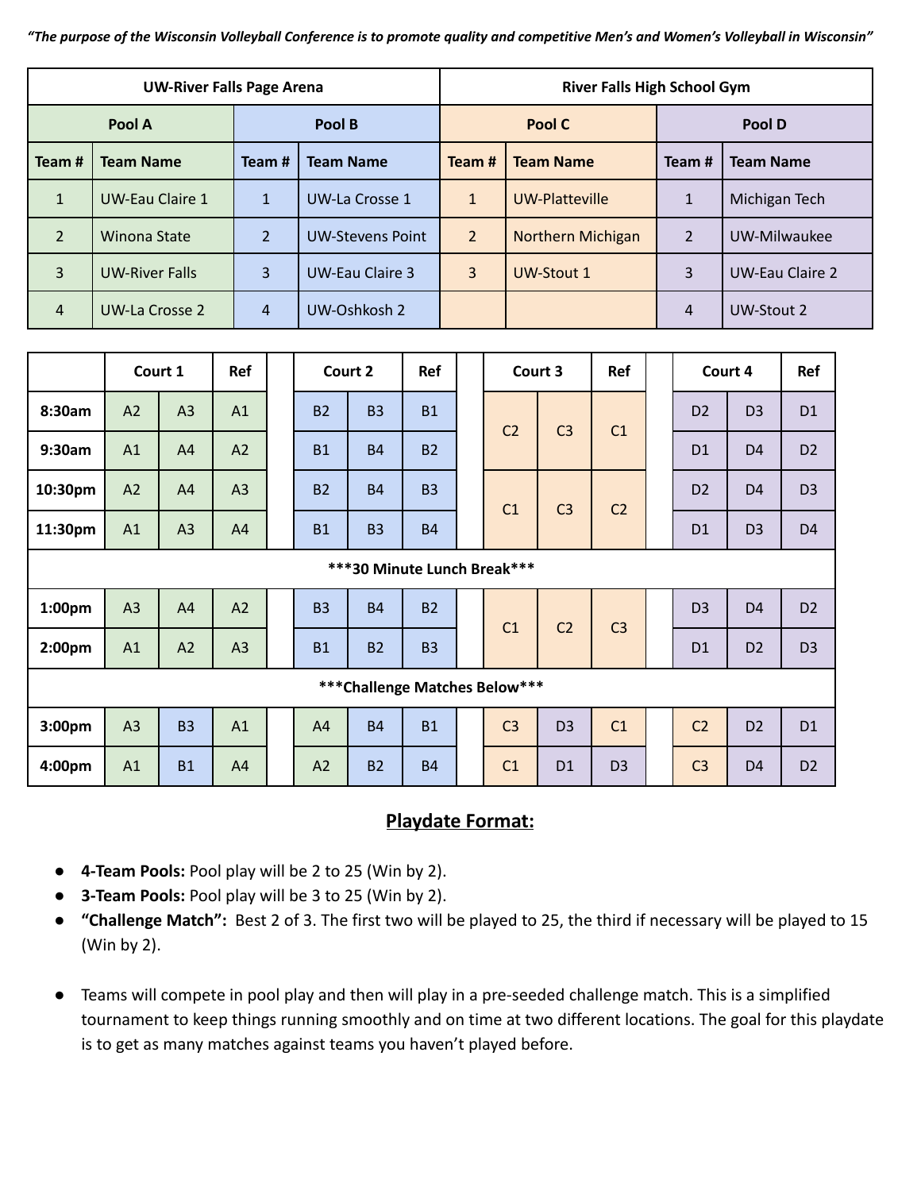*"The purpose of the Wisconsin Volleyball Conference is to promote quality and competitive Men's and Women's Volleyball in Wisconsin"*

| UW-River Falls Page Arena | | | | River Falls High School Gym | | | |
|---|---|---|---|---|---|---|---|
| **Pool A** | | **Pool B** | | **Pool C** | | **Pool D** | |
| **Team #** | **Team Name** | **Team #** | **Team Name** | **Team #** | **Team Name** | **Team #** | **Team Name** |
| 1 | UW-Eau Claire 1 | 1 | UW-La Crosse 1 | 1 | UW-Platteville | 1 | Michigan Tech |
| 2 | Winona State | 2 | UW-Stevens Point | 2 | Northern Michigan | 2 | UW-Milwaukee |
| 3 | UW-River Falls | 3 | UW-Eau Claire 3 | 3 | UW-Stout 1 | 3 | UW-Eau Claire 2 |
| 4 | UW-La Crosse 2 | 4 | UW-Oshkosh 2 | | | 4 | UW-Stout 2 |

| | Court 1 | | Ref | Court 2 | | Ref | Court 3 | | Ref | Court 4 | | Ref |
|---|---|---|---|---|---|---|---|---|---|---|---|---|
| **8:30am** | A2 | A3 | A1 | B2 | B3 | B1 | C2 | C3 | C1 | D2 | D3 | D1 |
| **9:30am** | A1 | A4 | A2 | B1 | B4 | B2 | | | | D1 | D4 | D2 |
| **10:30pm** | A2 | A4 | A3 | B2 | B4 | B3 | C1 | C3 | C2 | D2 | D4 | D3 |
| **11:30pm** | A1 | A3 | A4 | B1 | B3 | B4 | | | | D1 | D3 | D4 |
| ***30 Minute Lunch Break*** | | | | | | | | | | | | |
| **1:00pm** | A3 | A4 | A2 | B3 | B4 | B2 | C1 | C2 | C3 | D3 | D4 | D2 |
| **2:00pm** | A1 | A2 | A3 | B1 | B2 | B3 | | | | D1 | D2 | D3 |
| ***Challenge Matches Below*** | | | | | | | | | | | | |
| **3:00pm** | A3 | B3 | A1 | A4 | B4 | B1 | C3 | D3 | C1 | C2 | D2 | D1 |
| **4:00pm** | A1 | B1 | A4 | A2 | B2 | B4 | C1 | D1 | D3 | C3 | D4 | D2 |

## Playdate Format:

- **4-Team Pools:** Pool play will be 2 to 25 (Win by 2).
- **3-Team Pools:** Pool play will be 3 to 25 (Win by 2).
- **"Challenge Match":** Best 2 of 3. The first two will be played to 25, the third if necessary will be played to 15 (Win by 2).

- Teams will compete in pool play and then will play in a pre-seeded challenge match. This is a simplified tournament to keep things running smoothly and on time at two different locations. The goal for this playdate is to get as many matches against teams you haven't played before.